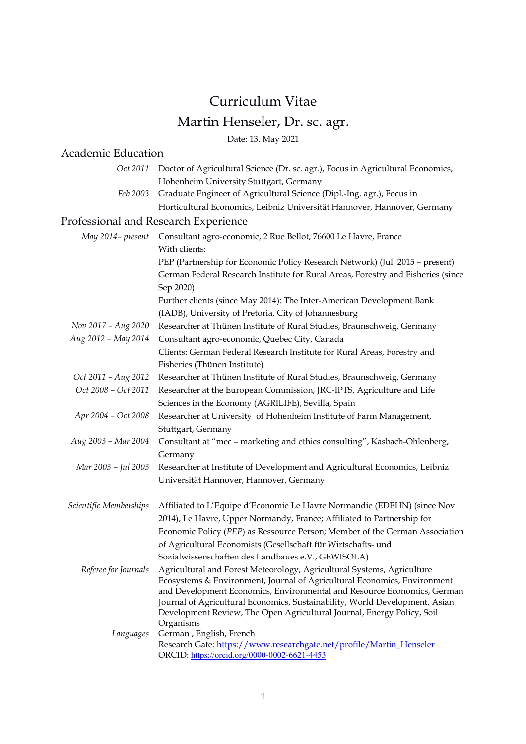# Curriculum Vitae

# Martin Henseler, Dr. sc. agr.

Date: 13. May 2021

## Academic Education

| | |
|---|---|
| *Oct 2011* | Doctor of Agricultural Science (Dr. sc. agr.), Focus in Agricultural Economics, Hohenheim University Stuttgart, Germany |
| *Feb 2003* | Graduate Engineer of Agricultural Science (Dipl.-Ing. agr.), Focus in Horticultural Economics, Leibniz Universität Hannover, Hannover, Germany |

## Professional and Research Experience

| | |
|---|---|
| *May 2014– present* | Consultant agro-economic, 2 Rue Bellot, 76600 Le Havre, France<br>With clients:<br>PEP (Partnership for Economic Policy Research Network) (Jul 2015 – present)<br>German Federal Research Institute for Rural Areas, Forestry and Fisheries (since Sep 2020)<br>Further clients (since May 2014): The Inter-American Development Bank (IADB), University of Pretoria, City of Johannesburg |
| *Nov 2017 – Aug 2020* | Researcher at Thünen Institute of Rural Studies, Braunschweig, Germany |
| *Aug 2012 – May 2014* | Consultant agro-economic, Quebec City, Canada<br>Clients: German Federal Research Institute for Rural Areas, Forestry and Fisheries (Thünen Institute) |
| *Oct 2011 – Aug 2012* | Researcher at Thünen Institute of Rural Studies, Braunschweig, Germany |
| *Oct 2008 – Oct 2011* | Researcher at the European Commission, JRC-IPTS, Agriculture and Life Sciences in the Economy (AGRILIFE), Sevilla, Spain |
| *Apr 2004 – Oct 2008* | Researcher at University of Hohenheim Institute of Farm Management, Stuttgart, Germany |
| *Aug 2003 – Mar 2004* | Consultant at "mec – marketing and ethics consulting", Kasbach-Ohlenberg, Germany |
| *Mar 2003 – Jul 2003* | Researcher at Institute of Development and Agricultural Economics, Leibniz Universität Hannover, Hannover, Germany |

| | |
|---|---|
| *Scientific Memberships* | Affiliated to L'Equipe d'Economie Le Havre Normandie (EDEHN) (since Nov 2014), Le Havre, Upper Normandy, France; Affiliated to Partnership for Economic Policy (*PEP*) as Ressource Person; Member of the German Association of Agricultural Economists (Gesellschaft für Wirtschafts- und Sozialwissenschaften des Landbaues e.V., GEWISOLA) |
| *Referee for Journals* | Agricultural and Forest Meteorology, Agricultural Systems, Agriculture Ecosystems & Environment, Journal of Agricultural Economics, Environment and Development Economics, Environmental and Resource Economics, German Journal of Agricultural Economics, Sustainability, World Development, Asian Development Review, The Open Agricultural Journal, Energy Policy, Soil Organisms |
| *Languages* | German , English, French<br>Research Gate: https://www.researchgate.net/profile/Martin_Henseler<br>ORCID: https://orcid.org/0000-0002-6621-4453 |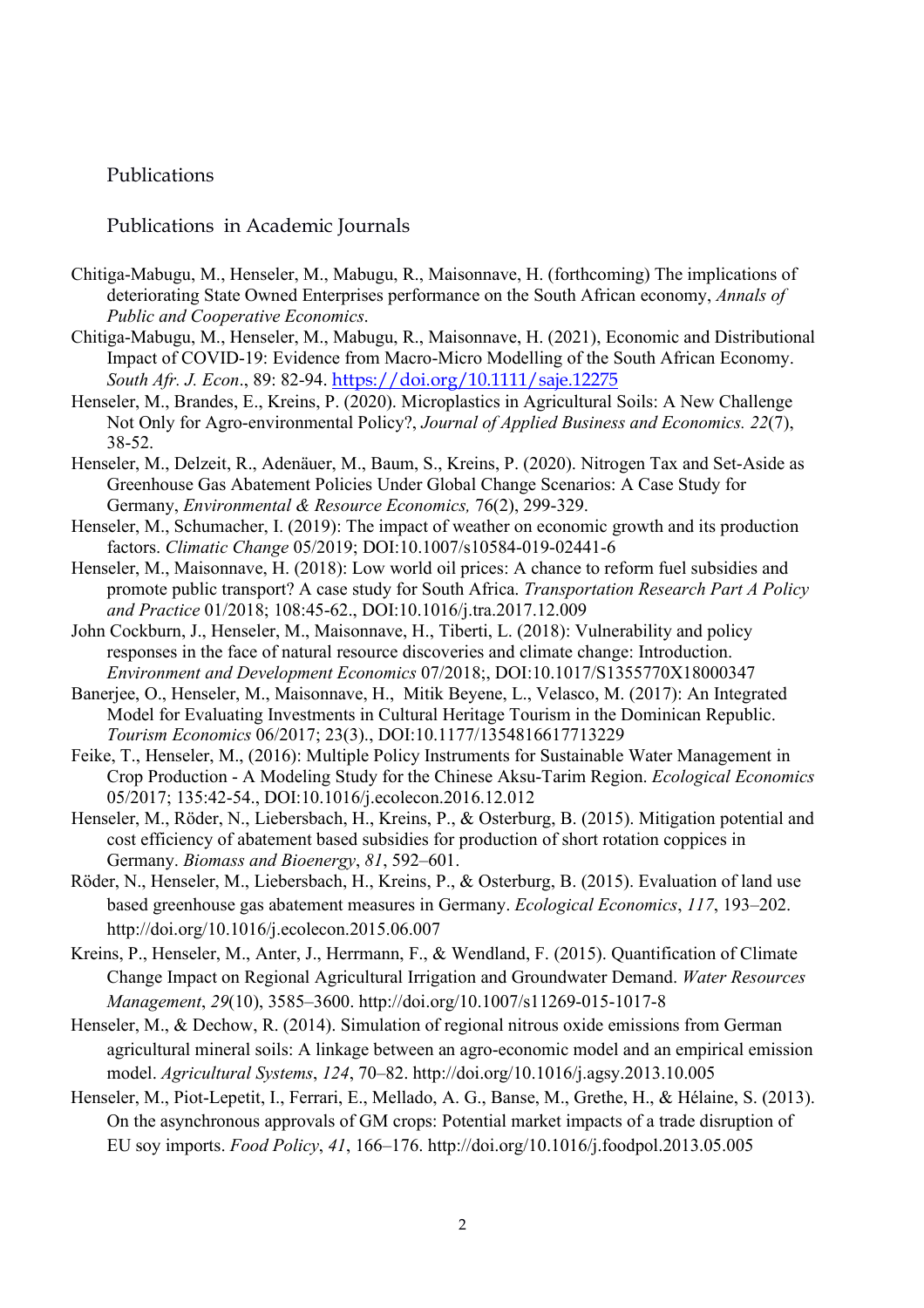# Publications

## Publications in Academic Journals

Chitiga-Mabugu, M., Henseler, M., Mabugu, R., Maisonnave, H. (forthcoming) The implications of deteriorating State Owned Enterprises performance on the South African economy, *Annals of Public and Cooperative Economics*.

Chitiga-Mabugu, M., Henseler, M., Mabugu, R., Maisonnave, H. (2021), Economic and Distributional Impact of COVID-19: Evidence from Macro-Micro Modelling of the South African Economy. *South Afr. J. Econ*., 89: 82-94. https://doi.org/10.1111/saje.12275

Henseler, M., Brandes, E., Kreins, P. (2020). Microplastics in Agricultural Soils: A New Challenge Not Only for Agro-environmental Policy?, *Journal of Applied Business and Economics. 22*(7), 38-52.

Henseler, M., Delzeit, R., Adenäuer, M., Baum, S., Kreins, P. (2020). Nitrogen Tax and Set-Aside as Greenhouse Gas Abatement Policies Under Global Change Scenarios: A Case Study for Germany, *Environmental & Resource Economics,* 76(2), 299-329.

Henseler, M., Schumacher, I. (2019): The impact of weather on economic growth and its production factors. *Climatic Change* 05/2019; DOI:10.1007/s10584-019-02441-6

Henseler, M., Maisonnave, H. (2018): Low world oil prices: A chance to reform fuel subsidies and promote public transport? A case study for South Africa. *Transportation Research Part A Policy and Practice* 01/2018; 108:45-62., DOI:10.1016/j.tra.2017.12.009

John Cockburn, J., Henseler, M., Maisonnave, H., Tiberti, L. (2018): Vulnerability and policy responses in the face of natural resource discoveries and climate change: Introduction. *Environment and Development Economics* 07/2018;, DOI:10.1017/S1355770X18000347

Banerjee, O., Henseler, M., Maisonnave, H., Mitik Beyene, L., Velasco, M. (2017): An Integrated Model for Evaluating Investments in Cultural Heritage Tourism in the Dominican Republic. *Tourism Economics* 06/2017; 23(3)., DOI:10.1177/1354816617713229

Feike, T., Henseler, M., (2016): Multiple Policy Instruments for Sustainable Water Management in Crop Production - A Modeling Study for the Chinese Aksu-Tarim Region. *Ecological Economics* 05/2017; 135:42-54., DOI:10.1016/j.ecolecon.2016.12.012

Henseler, M., Röder, N., Liebersbach, H., Kreins, P., & Osterburg, B. (2015). Mitigation potential and cost efficiency of abatement based subsidies for production of short rotation coppices in Germany. *Biomass and Bioenergy*, *81*, 592–601.

Röder, N., Henseler, M., Liebersbach, H., Kreins, P., & Osterburg, B. (2015). Evaluation of land use based greenhouse gas abatement measures in Germany. *Ecological Economics*, *117*, 193–202. http://doi.org/10.1016/j.ecolecon.2015.06.007

Kreins, P., Henseler, M., Anter, J., Herrmann, F., & Wendland, F. (2015). Quantification of Climate Change Impact on Regional Agricultural Irrigation and Groundwater Demand. *Water Resources Management*, *29*(10), 3585–3600. http://doi.org/10.1007/s11269-015-1017-8

Henseler, M., & Dechow, R. (2014). Simulation of regional nitrous oxide emissions from German agricultural mineral soils: A linkage between an agro-economic model and an empirical emission model. *Agricultural Systems*, *124*, 70–82. http://doi.org/10.1016/j.agsy.2013.10.005

Henseler, M., Piot-Lepetit, I., Ferrari, E., Mellado, A. G., Banse, M., Grethe, H., & Hélaine, S. (2013). On the asynchronous approvals of GM crops: Potential market impacts of a trade disruption of EU soy imports. *Food Policy*, *41*, 166–176. http://doi.org/10.1016/j.foodpol.2013.05.005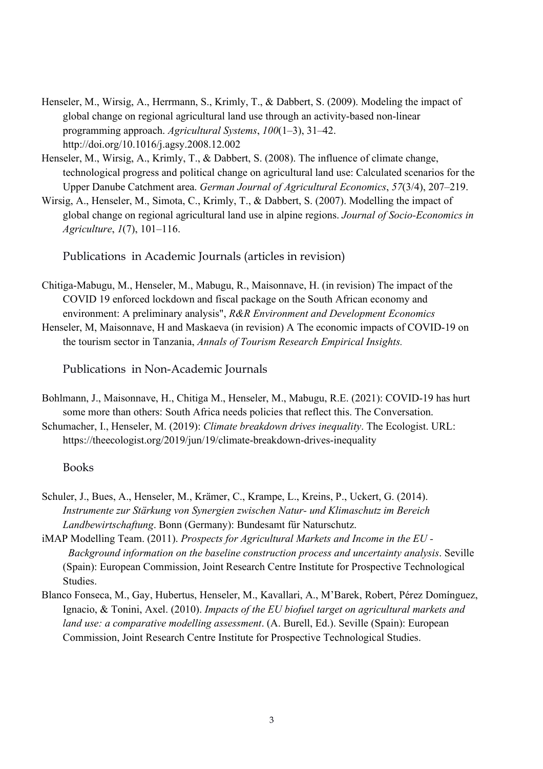Henseler, M., Wirsig, A., Herrmann, S., Krimly, T., & Dabbert, S. (2009). Modeling the impact of global change on regional agricultural land use through an activity-based non-linear programming approach. *Agricultural Systems*, *100*(1–3), 31–42. http://doi.org/10.1016/j.agsy.2008.12.002

Henseler, M., Wirsig, A., Krimly, T., & Dabbert, S. (2008). The influence of climate change, technological progress and political change on agricultural land use: Calculated scenarios for the Upper Danube Catchment area. *German Journal of Agricultural Economics*, *57*(3/4), 207–219.

Wirsig, A., Henseler, M., Simota, C., Krimly, T., & Dabbert, S. (2007). Modelling the impact of global change on regional agricultural land use in alpine regions. *Journal of Socio-Economics in Agriculture*, *1*(7), 101–116.

## Publications in Academic Journals (articles in revision)

Chitiga-Mabugu, M., Henseler, M., Mabugu, R., Maisonnave, H. (in revision) The impact of the COVID 19 enforced lockdown and fiscal package on the South African economy and environment: A preliminary analysis", *R&R Environment and Development Economics*

Henseler, M, Maisonnave, H and Maskaeva (in revision) A The economic impacts of COVID-19 on the tourism sector in Tanzania, *Annals of Tourism Research Empirical Insights.*

## Publications in Non-Academic Journals

Bohlmann, J., Maisonnave, H., Chitiga M., Henseler, M., Mabugu, R.E. (2021): COVID-19 has hurt some more than others: South Africa needs policies that reflect this. The Conversation.

Schumacher, I., Henseler, M. (2019): *Climate breakdown drives inequality*. The Ecologist. URL: https://theecologist.org/2019/jun/19/climate-breakdown-drives-inequality

## Books

Schuler, J., Bues, A., Henseler, M., Krämer, C., Krampe, L., Kreins, P., Uckert, G. (2014). *Instrumente zur Stärkung von Synergien zwischen Natur- und Klimaschutz im Bereich Landbewirtschaftung*. Bonn (Germany): Bundesamt für Naturschutz.

iMAP Modelling Team. (2011). *Prospects for Agricultural Markets and Income in the EU - Background information on the baseline construction process and uncertainty analysis*. Seville (Spain): European Commission, Joint Research Centre Institute for Prospective Technological Studies.

Blanco Fonseca, M., Gay, Hubertus, Henseler, M., Kavallari, A., M'Barek, Robert, Pérez Domínguez, Ignacio, & Tonini, Axel. (2010). *Impacts of the EU biofuel target on agricultural markets and land use: a comparative modelling assessment*. (A. Burell, Ed.). Seville (Spain): European Commission, Joint Research Centre Institute for Prospective Technological Studies.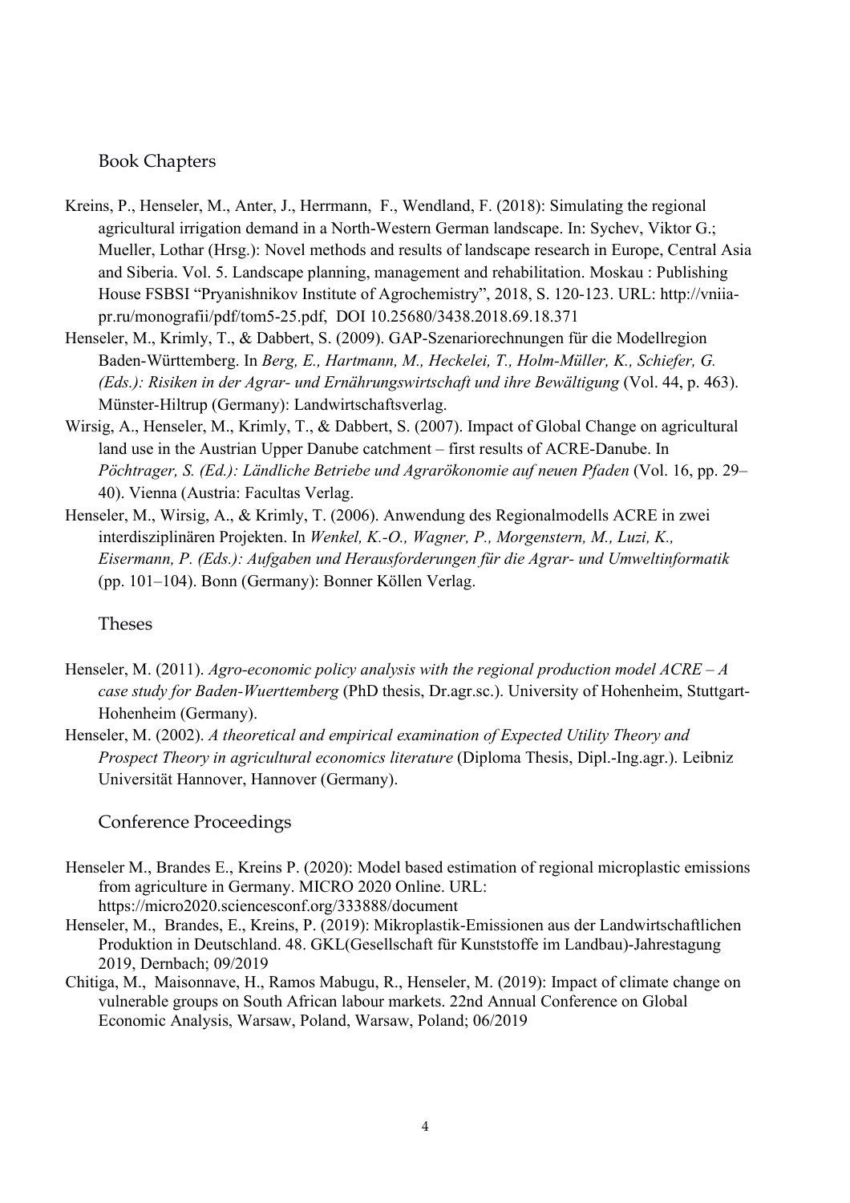## Book Chapters

Kreins, P., Henseler, M., Anter, J., Herrmann, F., Wendland, F. (2018): Simulating the regional agricultural irrigation demand in a North-Western German landscape. In: Sychev, Viktor G.; Mueller, Lothar (Hrsg.): Novel methods and results of landscape research in Europe, Central Asia and Siberia. Vol. 5. Landscape planning, management and rehabilitation. Moskau : Publishing House FSBSI "Pryanishnikov Institute of Agrochemistry", 2018, S. 120-123. URL: http://vniia-pr.ru/monografii/pdf/tom5-25.pdf, DOI 10.25680/3438.2018.69.18.371

Henseler, M., Krimly, T., & Dabbert, S. (2009). GAP-Szenariorechnungen für die Modellregion Baden-Württemberg. In *Berg, E., Hartmann, M., Heckelei, T., Holm-Müller, K., Schiefer, G. (Eds.): Risiken in der Agrar- und Ernährungswirtschaft und ihre Bewältigung* (Vol. 44, p. 463). Münster-Hiltrup (Germany): Landwirtschaftsverlag.

Wirsig, A., Henseler, M., Krimly, T., & Dabbert, S. (2007). Impact of Global Change on agricultural land use in the Austrian Upper Danube catchment – first results of ACRE-Danube. In *Pöchtrager, S. (Ed.): Ländliche Betriebe und Agrarökonomie auf neuen Pfaden* (Vol. 16, pp. 29–40). Vienna (Austria: Facultas Verlag.

Henseler, M., Wirsig, A., & Krimly, T. (2006). Anwendung des Regionalmodells ACRE in zwei interdisziplinären Projekten. In *Wenkel, K.-O., Wagner, P., Morgenstern, M., Luzi, K., Eisermann, P. (Eds.): Aufgaben und Herausforderungen für die Agrar- und Umweltinformatik* (pp. 101–104). Bonn (Germany): Bonner Köllen Verlag.

## Theses

Henseler, M. (2011). *Agro-economic policy analysis with the regional production model ACRE – A case study for Baden-Wuerttemberg* (PhD thesis, Dr.agr.sc.). University of Hohenheim, Stuttgart-Hohenheim (Germany).

Henseler, M. (2002). *A theoretical and empirical examination of Expected Utility Theory and Prospect Theory in agricultural economics literature* (Diploma Thesis, Dipl.-Ing.agr.). Leibniz Universität Hannover, Hannover (Germany).

## Conference Proceedings

Henseler M., Brandes E., Kreins P. (2020): Model based estimation of regional microplastic emissions from agriculture in Germany. MICRO 2020 Online. URL: https://micro2020.sciencesconf.org/333888/document

Henseler, M., Brandes, E., Kreins, P. (2019): Mikroplastik-Emissionen aus der Landwirtschaftlichen Produktion in Deutschland. 48. GKL(Gesellschaft für Kunststoffe im Landbau)-Jahrestagung 2019, Dernbach; 09/2019

Chitiga, M., Maisonnave, H., Ramos Mabugu, R., Henseler, M. (2019): Impact of climate change on vulnerable groups on South African labour markets. 22nd Annual Conference on Global Economic Analysis, Warsaw, Poland, Warsaw, Poland; 06/2019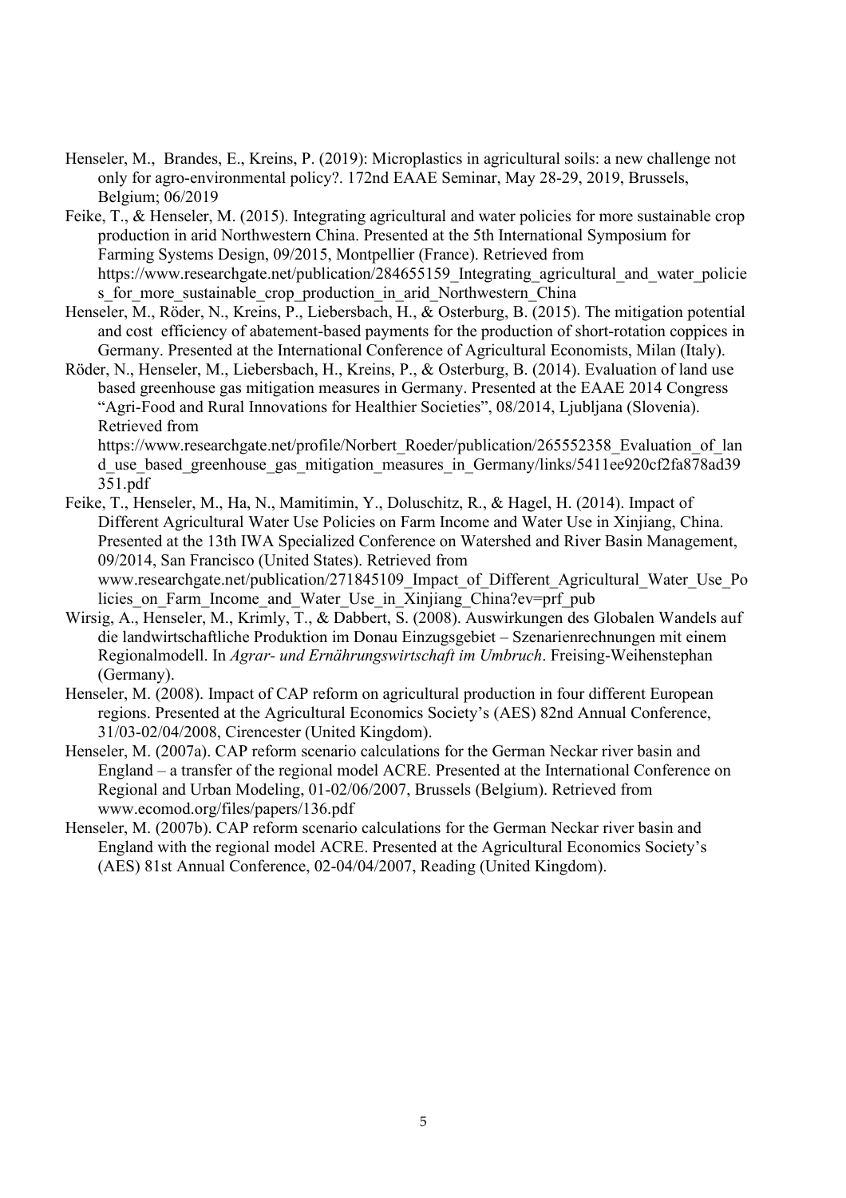Henseler, M., Brandes, E., Kreins, P. (2019): Microplastics in agricultural soils: a new challenge not only for agro-environmental policy?. 172nd EAAE Seminar, May 28-29, 2019, Brussels, Belgium; 06/2019

Feike, T., & Henseler, M. (2015). Integrating agricultural and water policies for more sustainable crop production in arid Northwestern China. Presented at the 5th International Symposium for Farming Systems Design, 09/2015, Montpellier (France). Retrieved from https://www.researchgate.net/publication/284655159_Integrating_agricultural_and_water_policies_for_more_sustainable_crop_production_in_arid_Northwestern_China

Henseler, M., Röder, N., Kreins, P., Liebersbach, H., & Osterburg, B. (2015). The mitigation potential and cost efficiency of abatement-based payments for the production of short-rotation coppices in Germany. Presented at the International Conference of Agricultural Economists, Milan (Italy).

Röder, N., Henseler, M., Liebersbach, H., Kreins, P., & Osterburg, B. (2014). Evaluation of land use based greenhouse gas mitigation measures in Germany. Presented at the EAAE 2014 Congress "Agri-Food and Rural Innovations for Healthier Societies", 08/2014, Ljubljana (Slovenia). Retrieved from https://www.researchgate.net/profile/Norbert_Roeder/publication/265552358_Evaluation_of_land_use_based_greenhouse_gas_mitigation_measures_in_Germany/links/5411ee920cf2fa878ad39351.pdf

Feike, T., Henseler, M., Ha, N., Mamitimin, Y., Doluschitz, R., & Hagel, H. (2014). Impact of Different Agricultural Water Use Policies on Farm Income and Water Use in Xinjiang, China. Presented at the 13th IWA Specialized Conference on Watershed and River Basin Management, 09/2014, San Francisco (United States). Retrieved from www.researchgate.net/publication/271845109_Impact_of_Different_Agricultural_Water_Use_Policies_on_Farm_Income_and_Water_Use_in_Xinjiang_China?ev=prf_pub

Wirsig, A., Henseler, M., Krimly, T., & Dabbert, S. (2008). Auswirkungen des Globalen Wandels auf die landwirtschaftliche Produktion im Donau Einzugsgebiet – Szenarienrechnungen mit einem Regionalmodell. In *Agrar- und Ernährungswirtschaft im Umbruch*. Freising-Weihenstephan (Germany).

Henseler, M. (2008). Impact of CAP reform on agricultural production in four different European regions. Presented at the Agricultural Economics Society's (AES) 82nd Annual Conference, 31/03-02/04/2008, Cirencester (United Kingdom).

Henseler, M. (2007a). CAP reform scenario calculations for the German Neckar river basin and England – a transfer of the regional model ACRE. Presented at the International Conference on Regional and Urban Modeling, 01-02/06/2007, Brussels (Belgium). Retrieved from www.ecomod.org/files/papers/136.pdf

Henseler, M. (2007b). CAP reform scenario calculations for the German Neckar river basin and England with the regional model ACRE. Presented at the Agricultural Economics Society's (AES) 81st Annual Conference, 02-04/04/2007, Reading (United Kingdom).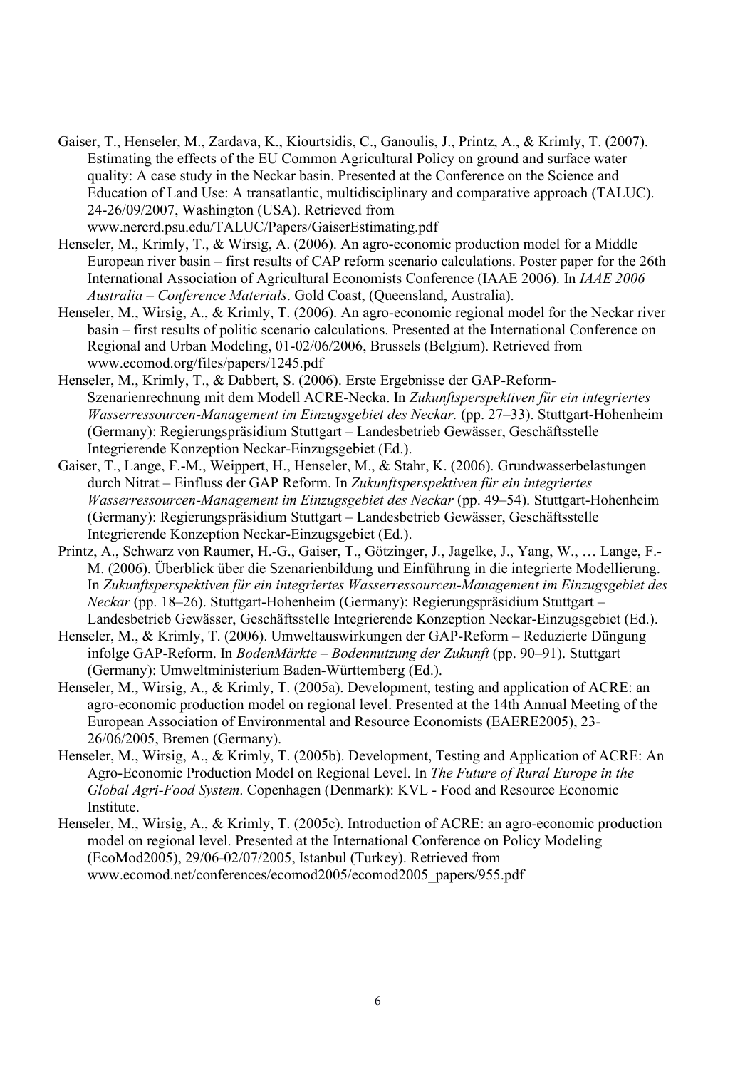Gaiser, T., Henseler, M., Zardava, K., Kiourtsidis, C., Ganoulis, J., Printz, A., & Krimly, T. (2007). Estimating the effects of the EU Common Agricultural Policy on ground and surface water quality: A case study in the Neckar basin. Presented at the Conference on the Science and Education of Land Use: A transatlantic, multidisciplinary and comparative approach (TALUC). 24-26/09/2007, Washington (USA). Retrieved from www.nercrd.psu.edu/TALUC/Papers/GaiserEstimating.pdf

Henseler, M., Krimly, T., & Wirsig, A. (2006). An agro-economic production model for a Middle European river basin – first results of CAP reform scenario calculations. Poster paper for the 26th International Association of Agricultural Economists Conference (IAAE 2006). In *IAAE 2006 Australia – Conference Materials*. Gold Coast, (Queensland, Australia).

Henseler, M., Wirsig, A., & Krimly, T. (2006). An agro-economic regional model for the Neckar river basin – first results of politic scenario calculations. Presented at the International Conference on Regional and Urban Modeling, 01-02/06/2006, Brussels (Belgium). Retrieved from www.ecomod.org/files/papers/1245.pdf

Henseler, M., Krimly, T., & Dabbert, S. (2006). Erste Ergebnisse der GAP-Reform-Szenarienrechnung mit dem Modell ACRE-Necka. In *Zukunftsperspektiven für ein integriertes Wasserressourcen-Management im Einzugsgebiet des Neckar.* (pp. 27–33). Stuttgart-Hohenheim (Germany): Regierungspräsidium Stuttgart – Landesbetrieb Gewässer, Geschäftsstelle Integrierende Konzeption Neckar-Einzugsgebiet (Ed.).

Gaiser, T., Lange, F.-M., Weippert, H., Henseler, M., & Stahr, K. (2006). Grundwasserbelastungen durch Nitrat – Einfluss der GAP Reform. In *Zukunftsperspektiven für ein integriertes Wasserressourcen-Management im Einzugsgebiet des Neckar* (pp. 49–54). Stuttgart-Hohenheim (Germany): Regierungspräsidium Stuttgart – Landesbetrieb Gewässer, Geschäftsstelle Integrierende Konzeption Neckar-Einzugsgebiet (Ed.).

Printz, A., Schwarz von Raumer, H.-G., Gaiser, T., Götzinger, J., Jagelke, J., Yang, W., … Lange, F.-M. (2006). Überblick über die Szenarienbildung und Einführung in die integrierte Modellierung. In *Zukunftsperspektiven für ein integriertes Wasserressourcen-Management im Einzugsgebiet des Neckar* (pp. 18–26). Stuttgart-Hohenheim (Germany): Regierungspräsidium Stuttgart – Landesbetrieb Gewässer, Geschäftsstelle Integrierende Konzeption Neckar-Einzugsgebiet (Ed.).

Henseler, M., & Krimly, T. (2006). Umweltauswirkungen der GAP-Reform – Reduzierte Düngung infolge GAP-Reform. In *BodenMärkte – Bodennutzung der Zukunft* (pp. 90–91). Stuttgart (Germany): Umweltministerium Baden-Württemberg (Ed.).

Henseler, M., Wirsig, A., & Krimly, T. (2005a). Development, testing and application of ACRE: an agro-economic production model on regional level. Presented at the 14th Annual Meeting of the European Association of Environmental and Resource Economists (EAERE2005), 23-26/06/2005, Bremen (Germany).

Henseler, M., Wirsig, A., & Krimly, T. (2005b). Development, Testing and Application of ACRE: An Agro-Economic Production Model on Regional Level. In *The Future of Rural Europe in the Global Agri-Food System*. Copenhagen (Denmark): KVL - Food and Resource Economic Institute.

Henseler, M., Wirsig, A., & Krimly, T. (2005c). Introduction of ACRE: an agro-economic production model on regional level. Presented at the International Conference on Policy Modeling (EcoMod2005), 29/06-02/07/2005, Istanbul (Turkey). Retrieved from www.ecomod.net/conferences/ecomod2005/ecomod2005_papers/955.pdf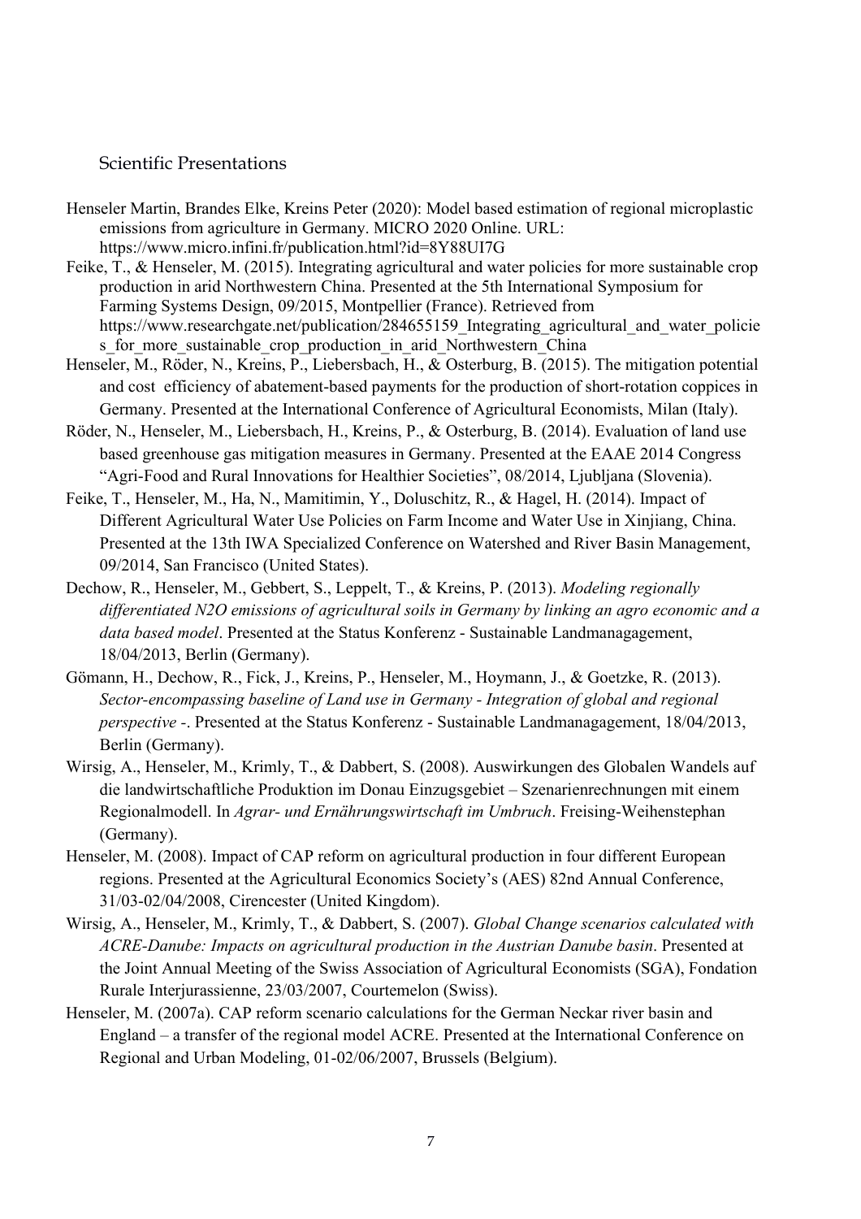## Scientific Presentations

Henseler Martin, Brandes Elke, Kreins Peter (2020): Model based estimation of regional microplastic emissions from agriculture in Germany. MICRO 2020 Online. URL: https://www.micro.infini.fr/publication.html?id=8Y88UI7G

Feike, T., & Henseler, M. (2015). Integrating agricultural and water policies for more sustainable crop production in arid Northwestern China. Presented at the 5th International Symposium for Farming Systems Design, 09/2015, Montpellier (France). Retrieved from https://www.researchgate.net/publication/284655159_Integrating_agricultural_and_water_policies_for_more_sustainable_crop_production_in_arid_Northwestern_China

Henseler, M., Röder, N., Kreins, P., Liebersbach, H., & Osterburg, B. (2015). The mitigation potential and cost efficiency of abatement-based payments for the production of short-rotation coppices in Germany. Presented at the International Conference of Agricultural Economists, Milan (Italy).

Röder, N., Henseler, M., Liebersbach, H., Kreins, P., & Osterburg, B. (2014). Evaluation of land use based greenhouse gas mitigation measures in Germany. Presented at the EAAE 2014 Congress "Agri-Food and Rural Innovations for Healthier Societies", 08/2014, Ljubljana (Slovenia).

Feike, T., Henseler, M., Ha, N., Mamitimin, Y., Doluschitz, R., & Hagel, H. (2014). Impact of Different Agricultural Water Use Policies on Farm Income and Water Use in Xinjiang, China. Presented at the 13th IWA Specialized Conference on Watershed and River Basin Management, 09/2014, San Francisco (United States).

Dechow, R., Henseler, M., Gebbert, S., Leppelt, T., & Kreins, P. (2013). *Modeling regionally differentiated N2O emissions of agricultural soils in Germany by linking an agro economic and a data based model*. Presented at the Status Konferenz - Sustainable Landmanagagement, 18/04/2013, Berlin (Germany).

Gömann, H., Dechow, R., Fick, J., Kreins, P., Henseler, M., Hoymann, J., & Goetzke, R. (2013). *Sector-encompassing baseline of Land use in Germany - Integration of global and regional perspective -*. Presented at the Status Konferenz - Sustainable Landmanagagement, 18/04/2013, Berlin (Germany).

Wirsig, A., Henseler, M., Krimly, T., & Dabbert, S. (2008). Auswirkungen des Globalen Wandels auf die landwirtschaftliche Produktion im Donau Einzugsgebiet – Szenarienrechnungen mit einem Regionalmodell. In *Agrar- und Ernährungswirtschaft im Umbruch*. Freising-Weihenstephan (Germany).

Henseler, M. (2008). Impact of CAP reform on agricultural production in four different European regions. Presented at the Agricultural Economics Society's (AES) 82nd Annual Conference, 31/03-02/04/2008, Cirencester (United Kingdom).

Wirsig, A., Henseler, M., Krimly, T., & Dabbert, S. (2007). *Global Change scenarios calculated with ACRE-Danube: Impacts on agricultural production in the Austrian Danube basin*. Presented at the Joint Annual Meeting of the Swiss Association of Agricultural Economists (SGA), Fondation Rurale Interjurassienne, 23/03/2007, Courtemelon (Swiss).

Henseler, M. (2007a). CAP reform scenario calculations for the German Neckar river basin and England – a transfer of the regional model ACRE. Presented at the International Conference on Regional and Urban Modeling, 01-02/06/2007, Brussels (Belgium).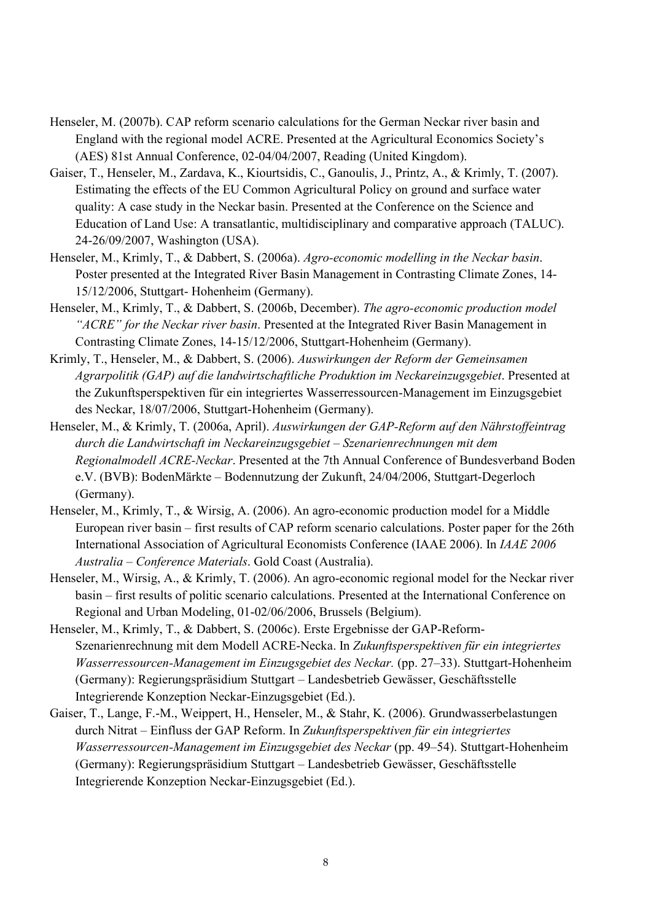Henseler, M. (2007b). CAP reform scenario calculations for the German Neckar river basin and England with the regional model ACRE. Presented at the Agricultural Economics Society's (AES) 81st Annual Conference, 02-04/04/2007, Reading (United Kingdom).

Gaiser, T., Henseler, M., Zardava, K., Kiourtsidis, C., Ganoulis, J., Printz, A., & Krimly, T. (2007). Estimating the effects of the EU Common Agricultural Policy on ground and surface water quality: A case study in the Neckar basin. Presented at the Conference on the Science and Education of Land Use: A transatlantic, multidisciplinary and comparative approach (TALUC). 24-26/09/2007, Washington (USA).

Henseler, M., Krimly, T., & Dabbert, S. (2006a). *Agro-economic modelling in the Neckar basin*. Poster presented at the Integrated River Basin Management in Contrasting Climate Zones, 14-15/12/2006, Stuttgart- Hohenheim (Germany).

Henseler, M., Krimly, T., & Dabbert, S. (2006b, December). *The agro-economic production model "ACRE" for the Neckar river basin*. Presented at the Integrated River Basin Management in Contrasting Climate Zones, 14-15/12/2006, Stuttgart-Hohenheim (Germany).

Krimly, T., Henseler, M., & Dabbert, S. (2006). *Auswirkungen der Reform der Gemeinsamen Agrarpolitik (GAP) auf die landwirtschaftliche Produktion im Neckareinzugsgebiet*. Presented at the Zukunftsperspektiven für ein integriertes Wasserressourcen-Management im Einzugsgebiet des Neckar, 18/07/2006, Stuttgart-Hohenheim (Germany).

Henseler, M., & Krimly, T. (2006a, April). *Auswirkungen der GAP-Reform auf den Nährstoffeintrag durch die Landwirtschaft im Neckareinzugsgebiet – Szenarienrechnungen mit dem Regionalmodell ACRE-Neckar*. Presented at the 7th Annual Conference of Bundesverband Boden e.V. (BVB): BodenMärkte – Bodennutzung der Zukunft, 24/04/2006, Stuttgart-Degerloch (Germany).

Henseler, M., Krimly, T., & Wirsig, A. (2006). An agro-economic production model for a Middle European river basin – first results of CAP reform scenario calculations. Poster paper for the 26th International Association of Agricultural Economists Conference (IAAE 2006). In *IAAE 2006 Australia – Conference Materials*. Gold Coast (Australia).

Henseler, M., Wirsig, A., & Krimly, T. (2006). An agro-economic regional model for the Neckar river basin – first results of politic scenario calculations. Presented at the International Conference on Regional and Urban Modeling, 01-02/06/2006, Brussels (Belgium).

Henseler, M., Krimly, T., & Dabbert, S. (2006c). Erste Ergebnisse der GAP-Reform-Szenarienrechnung mit dem Modell ACRE-Necka. In *Zukunftsperspektiven für ein integriertes Wasserressourcen-Management im Einzugsgebiet des Neckar.* (pp. 27–33). Stuttgart-Hohenheim (Germany): Regierungspräsidium Stuttgart – Landesbetrieb Gewässer, Geschäftsstelle Integrierende Konzeption Neckar-Einzugsgebiet (Ed.).

Gaiser, T., Lange, F.-M., Weippert, H., Henseler, M., & Stahr, K. (2006). Grundwasserbelastungen durch Nitrat – Einfluss der GAP Reform. In *Zukunftsperspektiven für ein integriertes Wasserressourcen-Management im Einzugsgebiet des Neckar* (pp. 49–54). Stuttgart-Hohenheim (Germany): Regierungspräsidium Stuttgart – Landesbetrieb Gewässer, Geschäftsstelle Integrierende Konzeption Neckar-Einzugsgebiet (Ed.).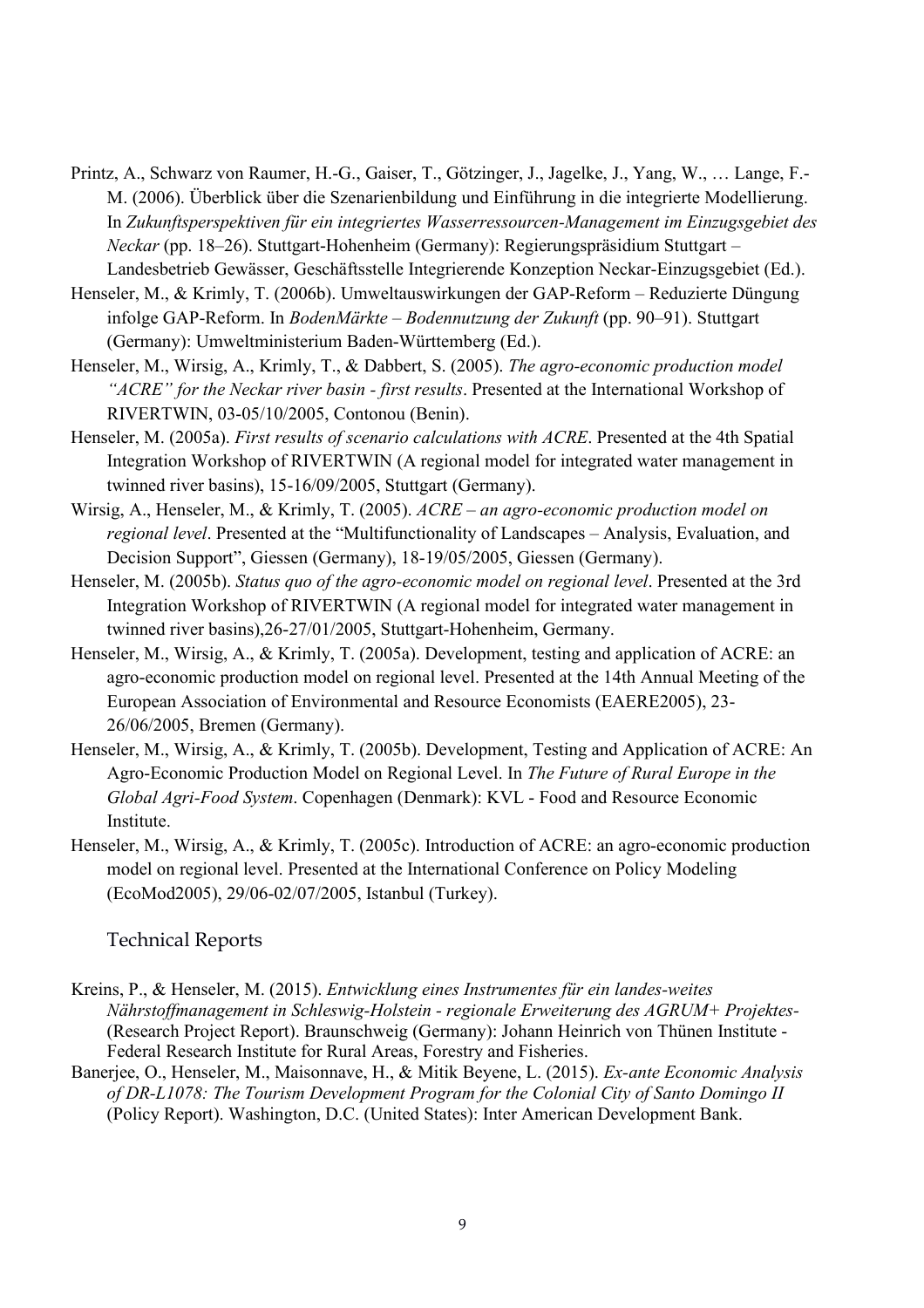Printz, A., Schwarz von Raumer, H.-G., Gaiser, T., Götzinger, J., Jagelke, J., Yang, W., … Lange, F.-M. (2006). Überblick über die Szenarienbildung und Einführung in die integrierte Modellierung. In *Zukunftsperspektiven für ein integriertes Wasserressourcen-Management im Einzugsgebiet des Neckar* (pp. 18–26). Stuttgart-Hohenheim (Germany): Regierungspräsidium Stuttgart – Landesbetrieb Gewässer, Geschäftsstelle Integrierende Konzeption Neckar-Einzugsgebiet (Ed.).

Henseler, M., & Krimly, T. (2006b). Umweltauswirkungen der GAP-Reform – Reduzierte Düngung infolge GAP-Reform. In *BodenMärkte – Bodennutzung der Zukunft* (pp. 90–91). Stuttgart (Germany): Umweltministerium Baden-Württemberg (Ed.).

Henseler, M., Wirsig, A., Krimly, T., & Dabbert, S. (2005). *The agro-economic production model "ACRE" for the Neckar river basin - first results*. Presented at the International Workshop of RIVERTWIN, 03-05/10/2005, Contonou (Benin).

Henseler, M. (2005a). *First results of scenario calculations with ACRE*. Presented at the 4th Spatial Integration Workshop of RIVERTWIN (A regional model for integrated water management in twinned river basins), 15-16/09/2005, Stuttgart (Germany).

Wirsig, A., Henseler, M., & Krimly, T. (2005). *ACRE – an agro-economic production model on regional level*. Presented at the "Multifunctionality of Landscapes – Analysis, Evaluation, and Decision Support", Giessen (Germany), 18-19/05/2005, Giessen (Germany).

Henseler, M. (2005b). *Status quo of the agro-economic model on regional level*. Presented at the 3rd Integration Workshop of RIVERTWIN (A regional model for integrated water management in twinned river basins),26-27/01/2005, Stuttgart-Hohenheim, Germany.

Henseler, M., Wirsig, A., & Krimly, T. (2005a). Development, testing and application of ACRE: an agro-economic production model on regional level. Presented at the 14th Annual Meeting of the European Association of Environmental and Resource Economists (EAERE2005), 23-26/06/2005, Bremen (Germany).

Henseler, M., Wirsig, A., & Krimly, T. (2005b). Development, Testing and Application of ACRE: An Agro-Economic Production Model on Regional Level. In *The Future of Rural Europe in the Global Agri-Food System*. Copenhagen (Denmark): KVL - Food and Resource Economic Institute.

Henseler, M., Wirsig, A., & Krimly, T. (2005c). Introduction of ACRE: an agro-economic production model on regional level. Presented at the International Conference on Policy Modeling (EcoMod2005), 29/06-02/07/2005, Istanbul (Turkey).

## Technical Reports

Kreins, P., & Henseler, M. (2015). *Entwicklung eines Instrumentes für ein landes-weites Nährstoffmanagement in Schleswig-Holstein - regionale Erweiterung des AGRUM+ Projektes-* (Research Project Report). Braunschweig (Germany): Johann Heinrich von Thünen Institute - Federal Research Institute for Rural Areas, Forestry and Fisheries.

Banerjee, O., Henseler, M., Maisonnave, H., & Mitik Beyene, L. (2015). *Ex-ante Economic Analysis of DR-L1078: The Tourism Development Program for the Colonial City of Santo Domingo II* (Policy Report). Washington, D.C. (United States): Inter American Development Bank.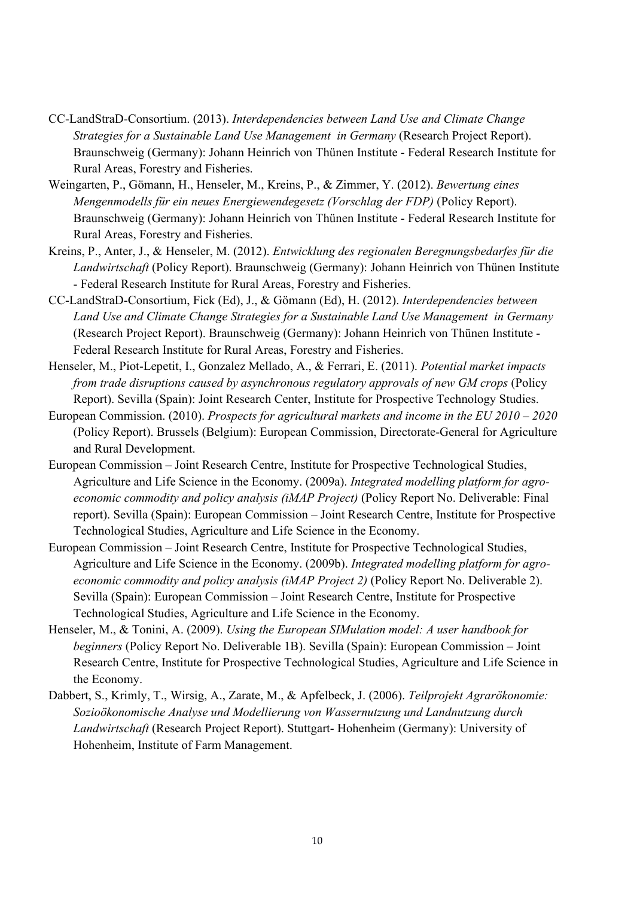CC-LandStraD-Consortium. (2013). *Interdependencies between Land Use and Climate Change Strategies for a Sustainable Land Use Management in Germany* (Research Project Report). Braunschweig (Germany): Johann Heinrich von Thünen Institute - Federal Research Institute for Rural Areas, Forestry and Fisheries.

Weingarten, P., Gömann, H., Henseler, M., Kreins, P., & Zimmer, Y. (2012). *Bewertung eines Mengenmodells für ein neues Energiewendegesetz (Vorschlag der FDP)* (Policy Report). Braunschweig (Germany): Johann Heinrich von Thünen Institute - Federal Research Institute for Rural Areas, Forestry and Fisheries.

Kreins, P., Anter, J., & Henseler, M. (2012). *Entwicklung des regionalen Beregnungsbedarfes für die Landwirtschaft* (Policy Report). Braunschweig (Germany): Johann Heinrich von Thünen Institute - Federal Research Institute for Rural Areas, Forestry and Fisheries.

CC-LandStraD-Consortium, Fick (Ed), J., & Gömann (Ed), H. (2012). *Interdependencies between Land Use and Climate Change Strategies for a Sustainable Land Use Management in Germany* (Research Project Report). Braunschweig (Germany): Johann Heinrich von Thünen Institute - Federal Research Institute for Rural Areas, Forestry and Fisheries.

Henseler, M., Piot-Lepetit, I., Gonzalez Mellado, A., & Ferrari, E. (2011). *Potential market impacts from trade disruptions caused by asynchronous regulatory approvals of new GM crops* (Policy Report). Sevilla (Spain): Joint Research Center, Institute for Prospective Technology Studies.

European Commission. (2010). *Prospects for agricultural markets and income in the EU 2010 – 2020* (Policy Report). Brussels (Belgium): European Commission, Directorate-General for Agriculture and Rural Development.

European Commission – Joint Research Centre, Institute for Prospective Technological Studies, Agriculture and Life Science in the Economy. (2009a). *Integrated modelling platform for agro-economic commodity and policy analysis (iMAP Project)* (Policy Report No. Deliverable: Final report). Sevilla (Spain): European Commission – Joint Research Centre, Institute for Prospective Technological Studies, Agriculture and Life Science in the Economy.

European Commission – Joint Research Centre, Institute for Prospective Technological Studies, Agriculture and Life Science in the Economy. (2009b). *Integrated modelling platform for agro-economic commodity and policy analysis (iMAP Project 2)* (Policy Report No. Deliverable 2). Sevilla (Spain): European Commission – Joint Research Centre, Institute for Prospective Technological Studies, Agriculture and Life Science in the Economy.

Henseler, M., & Tonini, A. (2009). *Using the European SIMulation model: A user handbook for beginners* (Policy Report No. Deliverable 1B). Sevilla (Spain): European Commission – Joint Research Centre, Institute for Prospective Technological Studies, Agriculture and Life Science in the Economy.

Dabbert, S., Krimly, T., Wirsig, A., Zarate, M., & Apfelbeck, J. (2006). *Teilprojekt Agrarökonomie: Sozioökonomische Analyse und Modellierung von Wassernutzung und Landnutzung durch Landwirtschaft* (Research Project Report). Stuttgart- Hohenheim (Germany): University of Hohenheim, Institute of Farm Management.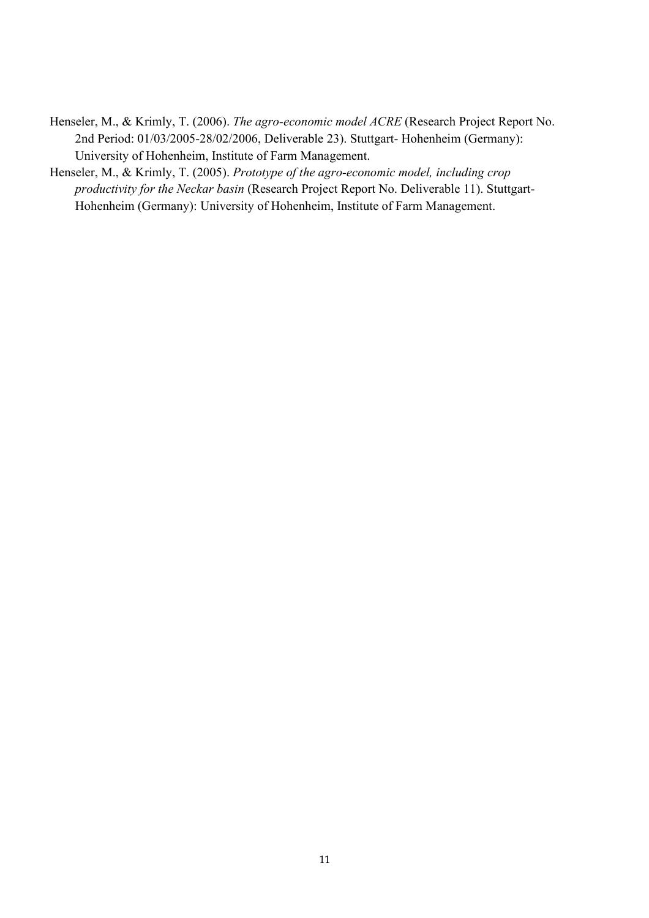Henseler, M., & Krimly, T. (2006). *The agro-economic model ACRE* (Research Project Report No. 2nd Period: 01/03/2005-28/02/2006, Deliverable 23). Stuttgart- Hohenheim (Germany): University of Hohenheim, Institute of Farm Management.

Henseler, M., & Krimly, T. (2005). *Prototype of the agro-economic model, including crop productivity for the Neckar basin* (Research Project Report No. Deliverable 11). Stuttgart-Hohenheim (Germany): University of Hohenheim, Institute of Farm Management.